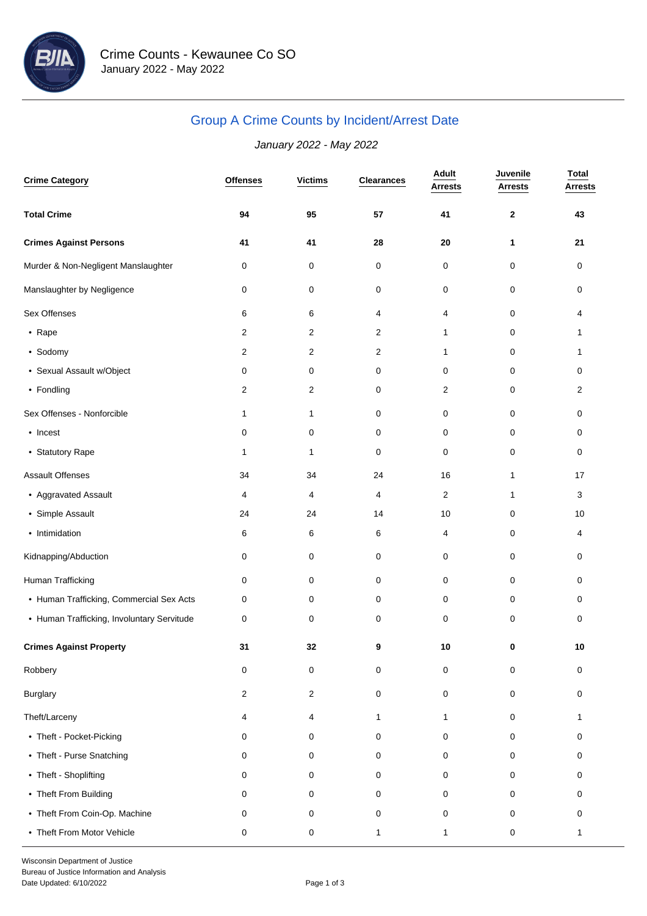# Crime Counts - Kewaunee Co SO

January 2022 - May 2022

## Group A Crime Counts by Incident/Arrest Date

*January 2022 - May 2022*

| Crime Category | Offenses | Victims | Clearances | Adult Arrests | Juvenile Arrests | Total Arrests |
|---|---|---|---|---|---|---|
| **Total Crime** | **94** | **95** | **57** | **41** | **2** | **43** |
| **Crimes Against Persons** | **41** | **41** | **28** | **20** | **1** | **21** |
| Murder & Non-Negligent Manslaughter | 0 | 0 | 0 | 0 | 0 | 0 |
| Manslaughter by Negligence | 0 | 0 | 0 | 0 | 0 | 0 |
| Sex Offenses | 6 | 6 | 4 | 4 | 0 | 4 |
| • Rape | 2 | 2 | 2 | 1 | 0 | 1 |
| • Sodomy | 2 | 2 | 2 | 1 | 0 | 1 |
| • Sexual Assault w/Object | 0 | 0 | 0 | 0 | 0 | 0 |
| • Fondling | 2 | 2 | 0 | 2 | 0 | 2 |
| Sex Offenses - Nonforcible | 1 | 1 | 0 | 0 | 0 | 0 |
| • Incest | 0 | 0 | 0 | 0 | 0 | 0 |
| • Statutory Rape | 1 | 1 | 0 | 0 | 0 | 0 |
| Assault Offenses | 34 | 34 | 24 | 16 | 1 | 17 |
| • Aggravated Assault | 4 | 4 | 4 | 2 | 1 | 3 |
| • Simple Assault | 24 | 24 | 14 | 10 | 0 | 10 |
| • Intimidation | 6 | 6 | 6 | 4 | 0 | 4 |
| Kidnapping/Abduction | 0 | 0 | 0 | 0 | 0 | 0 |
| Human Trafficking | 0 | 0 | 0 | 0 | 0 | 0 |
| • Human Trafficking, Commercial Sex Acts | 0 | 0 | 0 | 0 | 0 | 0 |
| • Human Trafficking, Involuntary Servitude | 0 | 0 | 0 | 0 | 0 | 0 |
| **Crimes Against Property** | **31** | **32** | **9** | **10** | **0** | **10** |
| Robbery | 0 | 0 | 0 | 0 | 0 | 0 |
| Burglary | 2 | 2 | 0 | 0 | 0 | 0 |
| Theft/Larceny | 4 | 4 | 1 | 1 | 0 | 1 |
| • Theft - Pocket-Picking | 0 | 0 | 0 | 0 | 0 | 0 |
| • Theft - Purse Snatching | 0 | 0 | 0 | 0 | 0 | 0 |
| • Theft - Shoplifting | 0 | 0 | 0 | 0 | 0 | 0 |
| • Theft From Building | 0 | 0 | 0 | 0 | 0 | 0 |
| • Theft From Coin-Op. Machine | 0 | 0 | 0 | 0 | 0 | 0 |
| • Theft From Motor Vehicle | 0 | 0 | 1 | 1 | 0 | 1 |

Wisconsin Department of Justice
Bureau of Justice Information and Analysis
Date Updated: 6/10/2022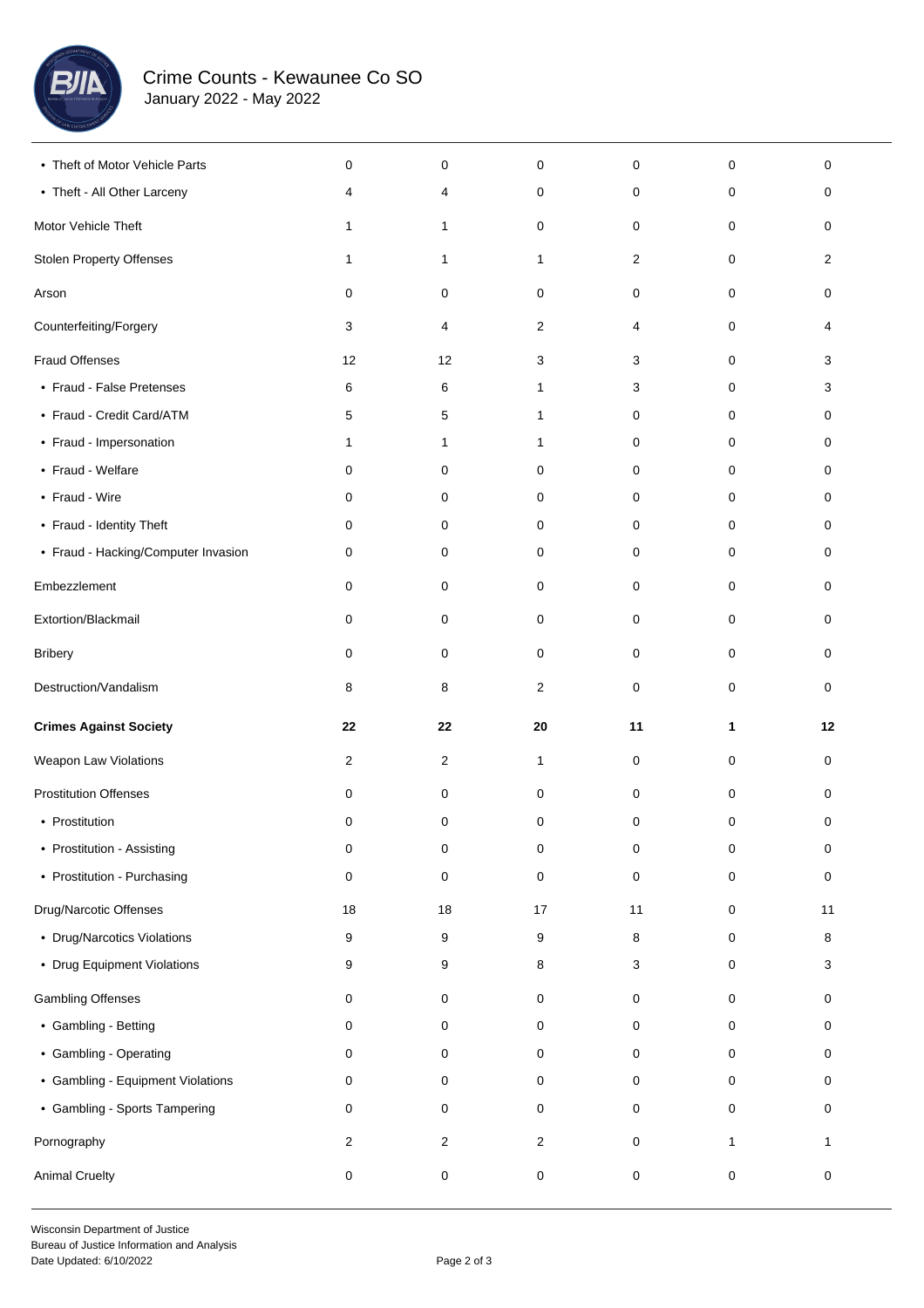# Crime Counts - Kewaunee Co SO

January 2022 - May 2022

| | | | | | | |
|---|---|---|---|---|---|---|
| • Theft of Motor Vehicle Parts | 0 | 0 | 0 | 0 | 0 | 0 |
| • Theft - All Other Larceny | 4 | 4 | 0 | 0 | 0 | 0 |
| Motor Vehicle Theft | 1 | 1 | 0 | 0 | 0 | 0 |
| Stolen Property Offenses | 1 | 1 | 1 | 2 | 0 | 2 |
| Arson | 0 | 0 | 0 | 0 | 0 | 0 |
| Counterfeiting/Forgery | 3 | 4 | 2 | 4 | 0 | 4 |
| Fraud Offenses | 12 | 12 | 3 | 3 | 0 | 3 |
| • Fraud - False Pretenses | 6 | 6 | 1 | 3 | 0 | 3 |
| • Fraud - Credit Card/ATM | 5 | 5 | 1 | 0 | 0 | 0 |
| • Fraud - Impersonation | 1 | 1 | 1 | 0 | 0 | 0 |
| • Fraud - Welfare | 0 | 0 | 0 | 0 | 0 | 0 |
| • Fraud - Wire | 0 | 0 | 0 | 0 | 0 | 0 |
| • Fraud - Identity Theft | 0 | 0 | 0 | 0 | 0 | 0 |
| • Fraud - Hacking/Computer Invasion | 0 | 0 | 0 | 0 | 0 | 0 |
| Embezzlement | 0 | 0 | 0 | 0 | 0 | 0 |
| Extortion/Blackmail | 0 | 0 | 0 | 0 | 0 | 0 |
| Bribery | 0 | 0 | 0 | 0 | 0 | 0 |
| Destruction/Vandalism | 8 | 8 | 2 | 0 | 0 | 0 |
| **Crimes Against Society** | **22** | **22** | **20** | **11** | **1** | **12** |
| Weapon Law Violations | 2 | 2 | 1 | 0 | 0 | 0 |
| Prostitution Offenses | 0 | 0 | 0 | 0 | 0 | 0 |
| • Prostitution | 0 | 0 | 0 | 0 | 0 | 0 |
| • Prostitution - Assisting | 0 | 0 | 0 | 0 | 0 | 0 |
| • Prostitution - Purchasing | 0 | 0 | 0 | 0 | 0 | 0 |
| Drug/Narcotic Offenses | 18 | 18 | 17 | 11 | 0 | 11 |
| • Drug/Narcotics Violations | 9 | 9 | 9 | 8 | 0 | 8 |
| • Drug Equipment Violations | 9 | 9 | 8 | 3 | 0 | 3 |
| Gambling Offenses | 0 | 0 | 0 | 0 | 0 | 0 |
| • Gambling - Betting | 0 | 0 | 0 | 0 | 0 | 0 |
| • Gambling - Operating | 0 | 0 | 0 | 0 | 0 | 0 |
| • Gambling - Equipment Violations | 0 | 0 | 0 | 0 | 0 | 0 |
| • Gambling - Sports Tampering | 0 | 0 | 0 | 0 | 0 | 0 |
| Pornography | 2 | 2 | 2 | 0 | 1 | 1 |
| Animal Cruelty | 0 | 0 | 0 | 0 | 0 | 0 |

Wisconsin Department of Justice
Bureau of Justice Information and Analysis
Date Updated: 6/10/2022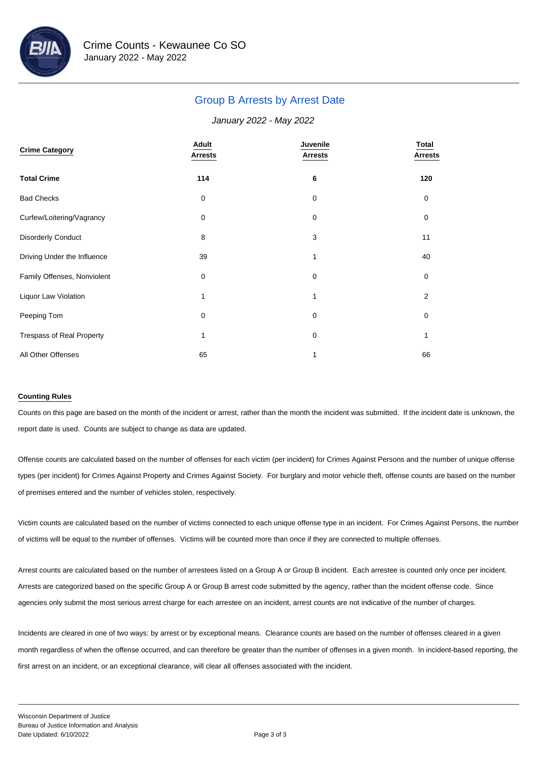Crime Counts - Kewaunee Co SO
January 2022 - May 2022

## Group B Arrests by Arrest Date

*January 2022 - May 2022*

| Crime Category | Adult Arrests | Juvenile Arrests | Total Arrests |
|---|---|---|---|
| **Total Crime** | **114** | **6** | **120** |
| Bad Checks | 0 | 0 | 0 |
| Curfew/Loitering/Vagrancy | 0 | 0 | 0 |
| Disorderly Conduct | 8 | 3 | 11 |
| Driving Under the Influence | 39 | 1 | 40 |
| Family Offenses, Nonviolent | 0 | 0 | 0 |
| Liquor Law Violation | 1 | 1 | 2 |
| Peeping Tom | 0 | 0 | 0 |
| Trespass of Real Property | 1 | 0 | 1 |
| All Other Offenses | 65 | 1 | 66 |

**Counting Rules**

Counts on this page are based on the month of the incident or arrest, rather than the month the incident was submitted. If the incident date is unknown, the report date is used. Counts are subject to change as data are updated.

Offense counts are calculated based on the number of offenses for each victim (per incident) for Crimes Against Persons and the number of unique offense types (per incident) for Crimes Against Property and Crimes Against Society. For burglary and motor vehicle theft, offense counts are based on the number of premises entered and the number of vehicles stolen, respectively.

Victim counts are calculated based on the number of victims connected to each unique offense type in an incident. For Crimes Against Persons, the number of victims will be equal to the number of offenses. Victims will be counted more than once if they are connected to multiple offenses.

Arrest counts are calculated based on the number of arrestees listed on a Group A or Group B incident. Each arrestee is counted only once per incident. Arrests are categorized based on the specific Group A or Group B arrest code submitted by the agency, rather than the incident offense code. Since agencies only submit the most serious arrest charge for each arrestee on an incident, arrest counts are not indicative of the number of charges.

Incidents are cleared in one of two ways: by arrest or by exceptional means. Clearance counts are based on the number of offenses cleared in a given month regardless of when the offense occurred, and can therefore be greater than the number of offenses in a given month. In incident-based reporting, the first arrest on an incident, or an exceptional clearance, will clear all offenses associated with the incident.

Wisconsin Department of Justice
Bureau of Justice Information and Analysis
Date Updated: 6/10/2022